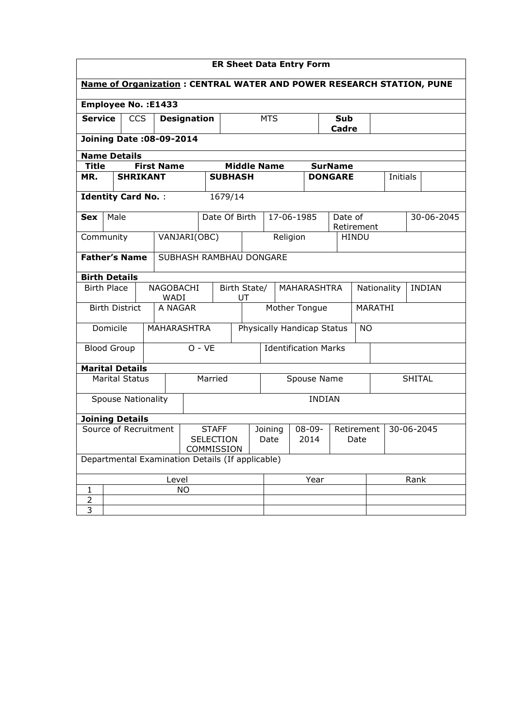# ER Sheet Data Entry Form

**Name of Organization : CENTRAL WATER AND POWER RESEARCH STATION, PUNE**

**Employee No. :E1433**

| **Service** | CCS | **Designation** | MTS | **Sub Cadre** | |
|---|---|---|---|---|---|

**Joining Date :08-09-2014**

**Name Details**

| **Title** | **First Name** | **Middle Name** | **SurName** | | |
|---|---|---|---|---|---|
| **MR.** | **SHRIKANT** | **SUBHASH** | **DONGARE** | Initials | |

**Identity Card No.** : 1679/14

| **Sex** | Male | Date Of Birth | 17-06-1985 | Date of Retirement | 30-06-2045 |
|---|---|---|---|---|---|
| Community | VANJARI(OBC) | Religion | HINDU | | |

| **Father's Name** | SUBHASH RAMBHAU DONGARE |
|---|---|

**Birth Details**

| Birth Place | NAGOBACHI WADI | Birth State/ UT | MAHARASHTRA | Nationality | INDIAN |
|---|---|---|---|---|---|
| Birth District | A NAGAR | Mother Tongue | MARATHI | | |
| Domicile | MAHARASHTRA | Physically Handicap Status | NO | | |
| Blood Group | O - VE | Identification Marks | | | |

**Marital Details**

| Marital Status | Married | Spouse Name | SHITAL |
|---|---|---|---|
| Spouse Nationality | INDIAN | | |

**Joining Details**

| Source of Recruitment | STAFF SELECTION COMMISSION | Joining Date | 08-09-2014 | Retirement Date | 30-06-2045 |
|---|---|---|---|---|---|

Departmental Examination Details (If applicable)

| | Level | Year | Rank |
|---|---|---|---|
| 1 | NO | | |
| 2 | | | |
| 3 | | | |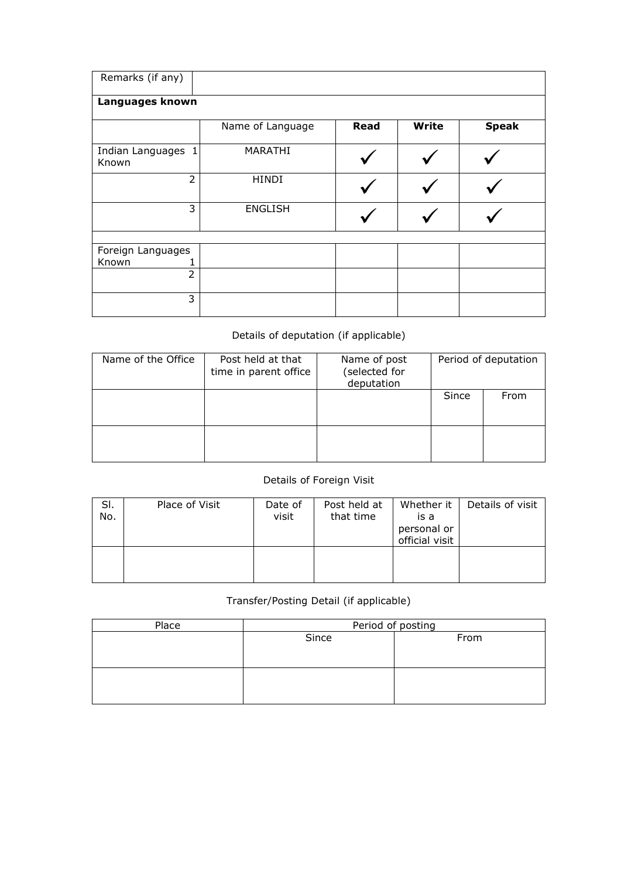| Remarks (if any) | | | | |
|---|---|---|---|---|
| **Languages known** | | | | |
| | Name of Language | **Read** | **Write** | **Speak** |
| Indian Languages Known 1 | MARATHI | ✓ | ✓ | ✓ |
| 2 | HINDI | ✓ | ✓ | ✓ |
| 3 | ENGLISH | ✓ | ✓ | ✓ |
| | | | | |
| Foreign Languages Known 1 | | | | |
| 2 | | | | |
| 3 | | | | |

Details of deputation (if applicable)

| Name of the Office | Post held at that time in parent office | Name of post (selected for deputation | Period of deputation | |
|---|---|---|---|---|
| | | | Since | From |
| | | | | |

Details of Foreign Visit

| Sl. No. | Place of Visit | Date of visit | Post held at that time | Whether it is a personal or official visit | Details of visit |
|---|---|---|---|---|---|
| | | | | | |

Transfer/Posting Detail (if applicable)

| Place | Period of posting | |
|---|---|---|
| | Since | From |
| | | |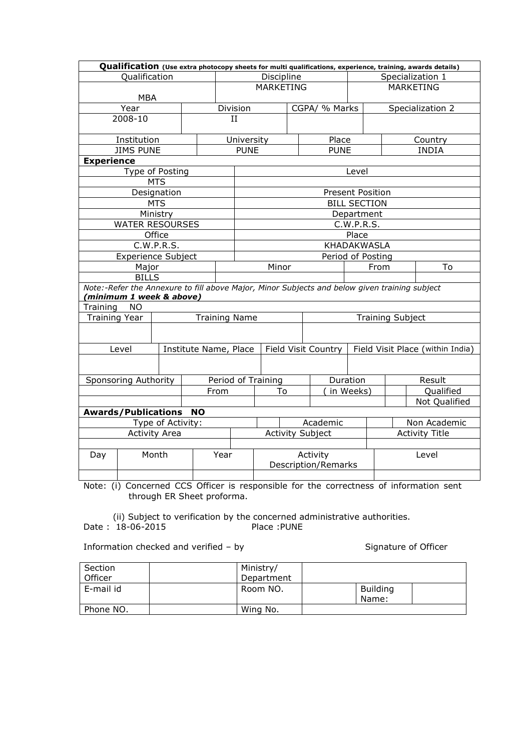**Qualification** (Use extra photocopy sheets for multi qualifications, experience, training, awards details)

| Qualification | Discipline | Specialization 1 |
|---|---|---|
| MBA | MARKETING | MARKETING |

| Year | Division | CGPA/ % Marks | Specialization 2 |
|---|---|---|---|
| 2008-10 | II | | |

| Institution | University | Place | Country |
|---|---|---|---|
| JIMS PUNE | PUNE | PUNE | INDIA |

**Experience**

| Type of Posting | Level |
|---|---|
| MTS | |
| Designation | Present Position |
| MTS | BILL SECTION |
| Ministry | Department |
| WATER RESOURSES | C.W.P.R.S. |
| Office | Place |
| C.W.P.R.S. | KHADAKWASLA |
| Experience Subject | Period of Posting |

| Major | Minor | From | To |
|---|---|---|---|
| BILLS | | | |

*Note:-Refer the Annexure to fill above Major, Minor Subjects and below given training subject* ***(minimum 1 week & above)***

Training NO

| Training Year | Training Name | Training Subject |
|---|---|---|
| | | |

| Level | Institute Name, Place | Field Visit Country | Field Visit Place (within India) |
|---|---|---|---|
| | | | |

| Sponsoring Authority | Period of Training | | Duration | Result | |
|---|---|---|---|---|---|
| | From | To | ( in Weeks) | | Qualified |
| | | | | | Not Qualified |

**Awards/Publications NO**

| Type of Activity: | | Academic | | Non Academic |
|---|---|---|---|---|
| Activity Area | Activity Subject | | Activity Title | |
| | | | | |

| Day | Month | Year | Activity Description/Remarks | Level |
|---|---|---|---|---|
| | | | | |

Note: (i) Concerned CCS Officer is responsible for the correctness of information sent through ER Sheet proforma.

(ii) Subject to verification by the concerned administrative authorities.

Date : 18-06-2015 Place :PUNE

Information checked and verified – by Signature of Officer

| | | | | | |
|---|---|---|---|---|---|
| Section Officer | | Ministry/ Department | | | |
| E-mail id | | Room NO. | | Building Name: | |
| Phone NO. | | Wing No. | | | |